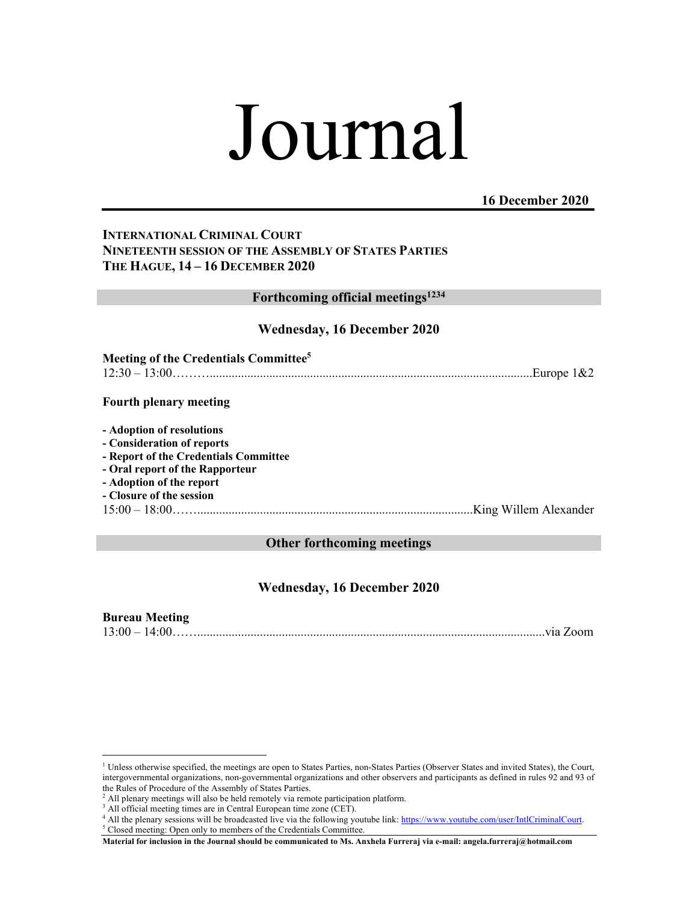# Journal

**16 December 2020**

**INTERNATIONAL CRIMINAL COURT**
**NINETEENTH SESSION OF THE ASSEMBLY OF STATES PARTIES**
**THE HAGUE, 14 – 16 DECEMBER 2020**

## Forthcoming official meetings[1][2][3][4]

### Wednesday, 16 December 2020

**Meeting of the Credentials Committee[5]**
12:30 – 13:00………...........................................................................................................Europe 1&2

**Fourth plenary meeting**

- **Adoption of resolutions**
- **Consideration of reports**
- **Report of the Credentials Committee**
- **Oral report of the Rapporteur**
- **Adoption of the report**
- **Closure of the session**

15:00 – 18:00…….........................................................................................King Willem Alexander

## Other forthcoming meetings

### Wednesday, 16 December 2020

**Bureau Meeting**
13:00 – 14:00……...............................................................................................................via Zoom

---

[1] Unless otherwise specified, the meetings are open to States Parties, non-States Parties (Observer States and invited States), the Court, intergovernmental organizations, non-governmental organizations and other observers and participants as defined in rules 92 and 93 of the Rules of Procedure of the Assembly of States Parties.
[2] All plenary meetings will also be held remotely via remote participation platform.
[3] All official meeting times are in Central European time zone (CET).
[4] All the plenary sessions will be broadcasted live via the following youtube link: https://www.youtube.com/user/IntlCriminalCourt.
[5] Closed meeting: Open only to members of the Credentials Committee.

**Material for inclusion in the Journal should be communicated to Ms. Anxhela Furreraj via e-mail: angela.furreraj@hotmail.com**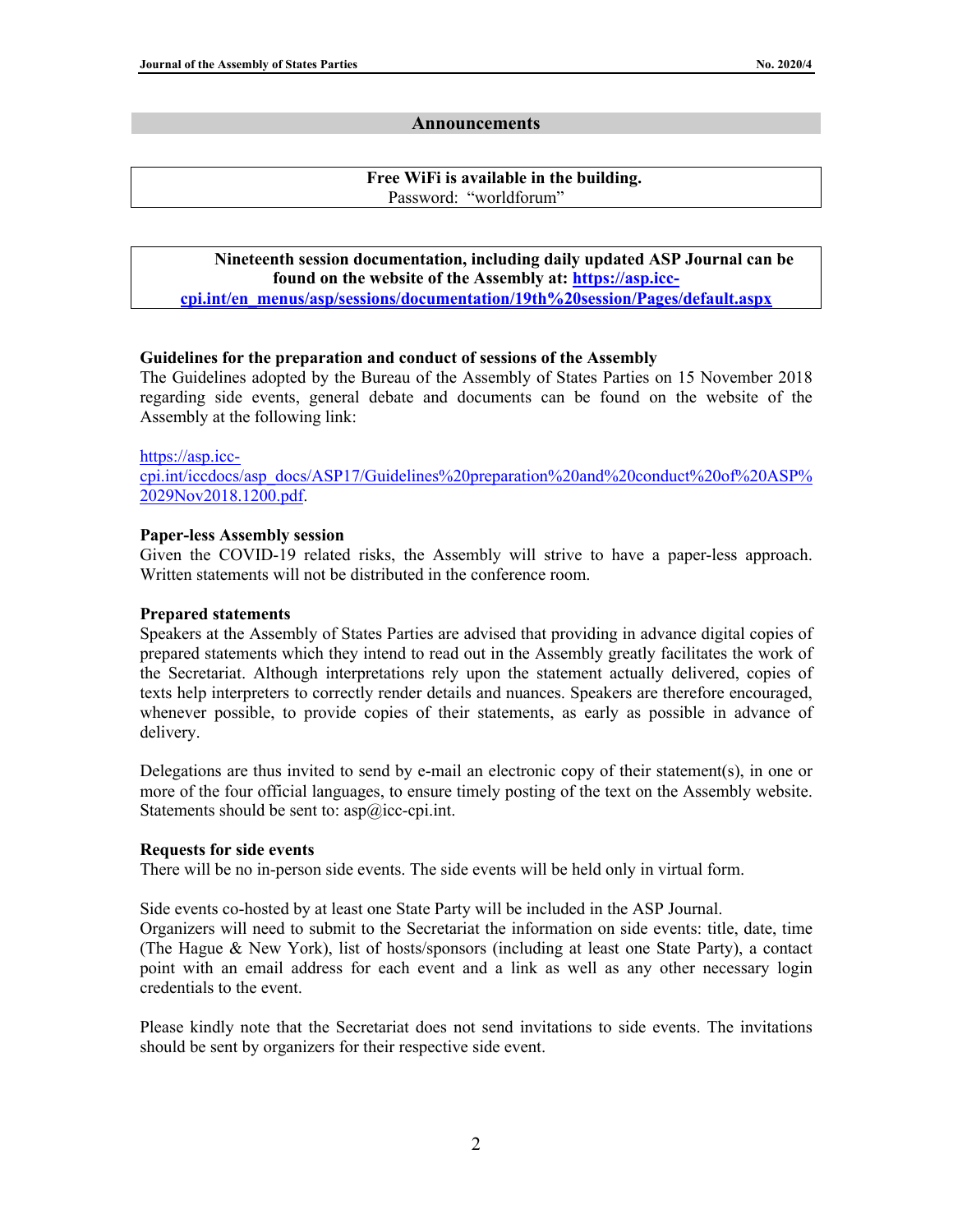## Announcements

**Free WiFi is available in the building.**
Password: "worldforum"

**Nineteenth session documentation, including daily updated ASP Journal can be found on the website of the Assembly at: [https://asp.icc-cpi.int/en_menus/asp/sessions/documentation/19th%20session/Pages/default.aspx](https://asp.icc-cpi.int/en_menus/asp/sessions/documentation/19th%20session/Pages/default.aspx)**

### Guidelines for the preparation and conduct of sessions of the Assembly

The Guidelines adopted by the Bureau of the Assembly of States Parties on 15 November 2018 regarding side events, general debate and documents can be found on the website of the Assembly at the following link:

[https://asp.icc-cpi.int/iccdocs/asp_docs/ASP17/Guidelines%20preparation%20and%20conduct%20of%20ASP%2029Nov2018.1200.pdf](https://asp.icc-cpi.int/iccdocs/asp_docs/ASP17/Guidelines%20preparation%20and%20conduct%20of%20ASP%2029Nov2018.1200.pdf).

### Paper-less Assembly session

Given the COVID-19 related risks, the Assembly will strive to have a paper-less approach. Written statements will not be distributed in the conference room.

### Prepared statements

Speakers at the Assembly of States Parties are advised that providing in advance digital copies of prepared statements which they intend to read out in the Assembly greatly facilitates the work of the Secretariat. Although interpretations rely upon the statement actually delivered, copies of texts help interpreters to correctly render details and nuances. Speakers are therefore encouraged, whenever possible, to provide copies of their statements, as early as possible in advance of delivery.

Delegations are thus invited to send by e-mail an electronic copy of their statement(s), in one or more of the four official languages, to ensure timely posting of the text on the Assembly website. Statements should be sent to: asp@icc-cpi.int.

### Requests for side events

There will be no in-person side events. The side events will be held only in virtual form.

Side events co-hosted by at least one State Party will be included in the ASP Journal.
Organizers will need to submit to the Secretariat the information on side events: title, date, time (The Hague & New York), list of hosts/sponsors (including at least one State Party), a contact point with an email address for each event and a link as well as any other necessary login credentials to the event.

Please kindly note that the Secretariat does not send invitations to side events. The invitations should be sent by organizers for their respective side event.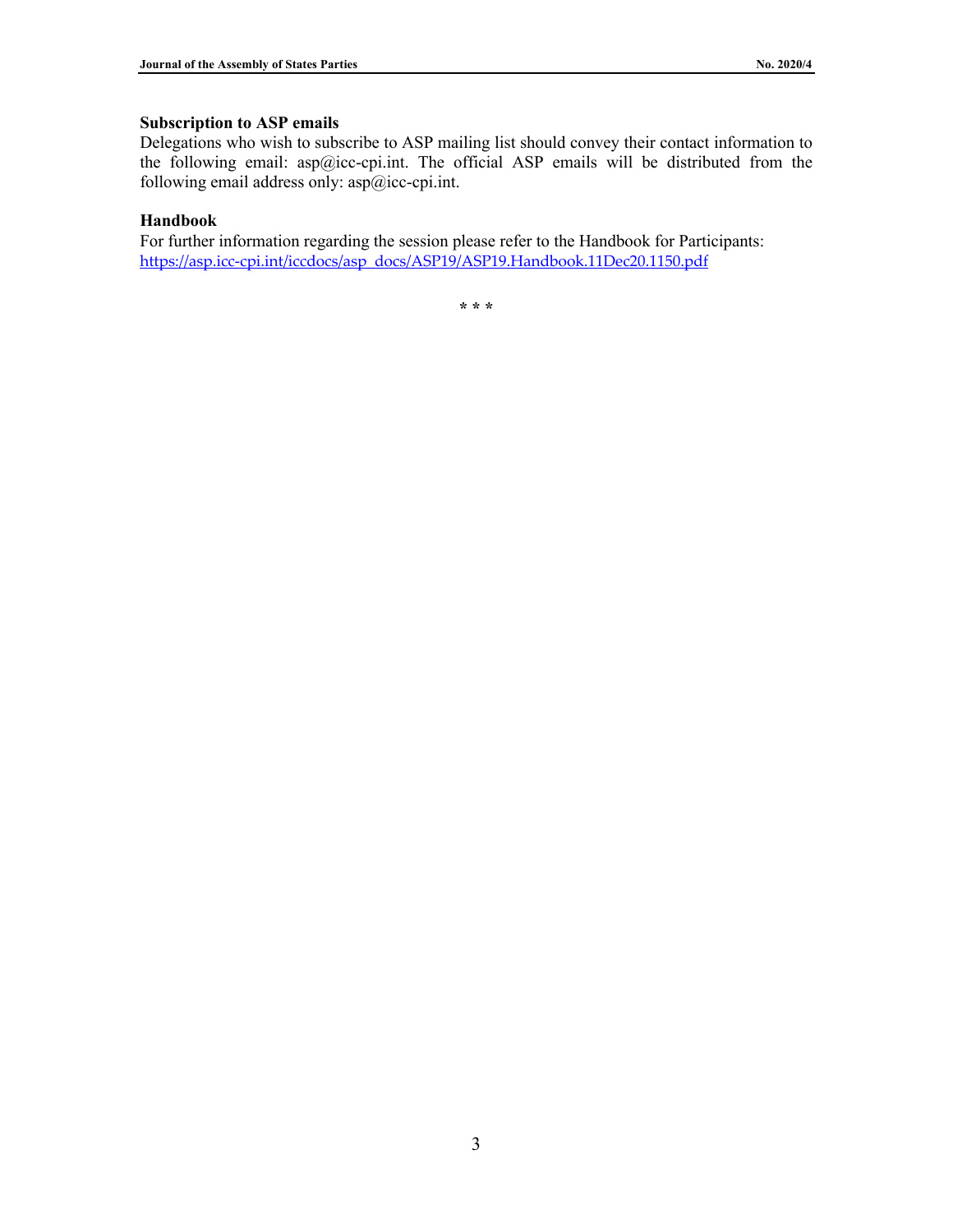**Subscription to ASP emails**

Delegations who wish to subscribe to ASP mailing list should convey their contact information to the following email: asp@icc-cpi.int. The official ASP emails will be distributed from the following email address only: asp@icc-cpi.int.

**Handbook**

For further information regarding the session please refer to the Handbook for Participants:
https://asp.icc-cpi.int/iccdocs/asp_docs/ASP19/ASP19.Handbook.11Dec20.1150.pdf

* * *